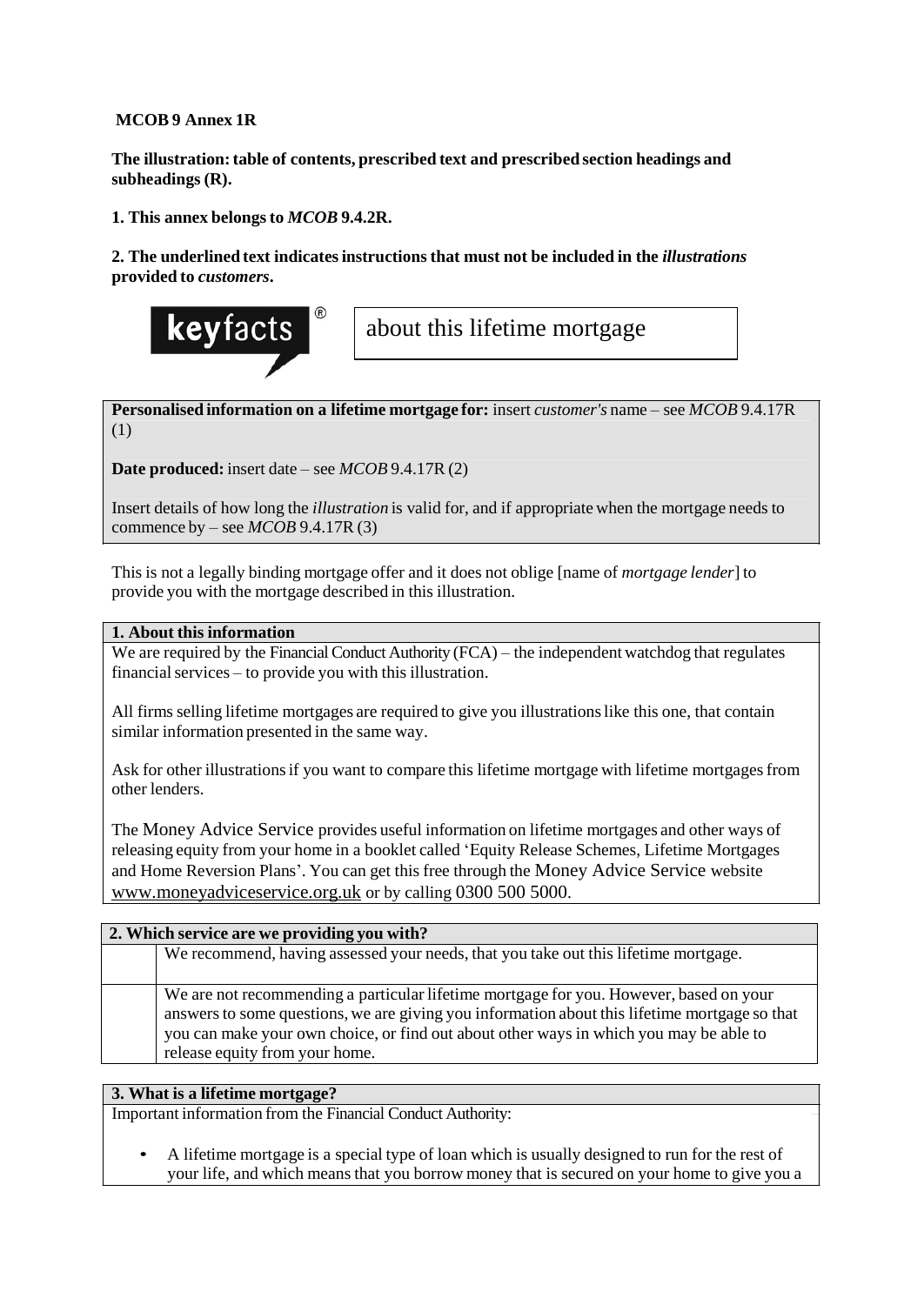**MCOB 9 Annex 1R**

**The illustration: table of contents, prescribed text and prescribed section headings and subheadings (R).**

**1. This annex belongs to *MCOB* 9.4.2R.**

**2. The underlined text indicates instructions that must not be included in the *illustrations* provided to *customers*.**

**keyfacts**® about this lifetime mortgage

**Personalised information on a lifetime mortgage for:** insert *customer's* name – see *MCOB* 9.4.17R (1)

**Date produced:** insert date – see *MCOB* 9.4.17R (2)

Insert details of how long the *illustration* is valid for, and if appropriate when the mortgage needs to commence by – see *MCOB* 9.4.17R (3)

This is not a legally binding mortgage offer and it does not oblige [name of *mortgage lender*] to provide you with the mortgage described in this illustration.

**1. About this information**

We are required by the Financial Conduct Authority (FCA) – the independent watchdog that regulates financial services – to provide you with this illustration.

All firms selling lifetime mortgages are required to give you illustrations like this one, that contain similar information presented in the same way.

Ask for other illustrations if you want to compare this lifetime mortgage with lifetime mortgages from other lenders.

The Money Advice Service provides useful information on lifetime mortgages and other ways of releasing equity from your home in a booklet called 'Equity Release Schemes, Lifetime Mortgages and Home Reversion Plans'. You can get this free through the Money Advice Service website www.moneyadviceservice.org.uk or by calling 0300 500 5000.

**2. Which service are we providing you with?**

| | |
|---|---|
| | We recommend, having assessed your needs, that you take out this lifetime mortgage. |
| | We are not recommending a particular lifetime mortgage for you. However, based on your answers to some questions, we are giving you information about this lifetime mortgage so that you can make your own choice, or find out about other ways in which you may be able to release equity from your home. |

**3. What is a lifetime mortgage?**

Important information from the Financial Conduct Authority:

- A lifetime mortgage is a special type of loan which is usually designed to run for the rest of your life, and which means that you borrow money that is secured on your home to give you a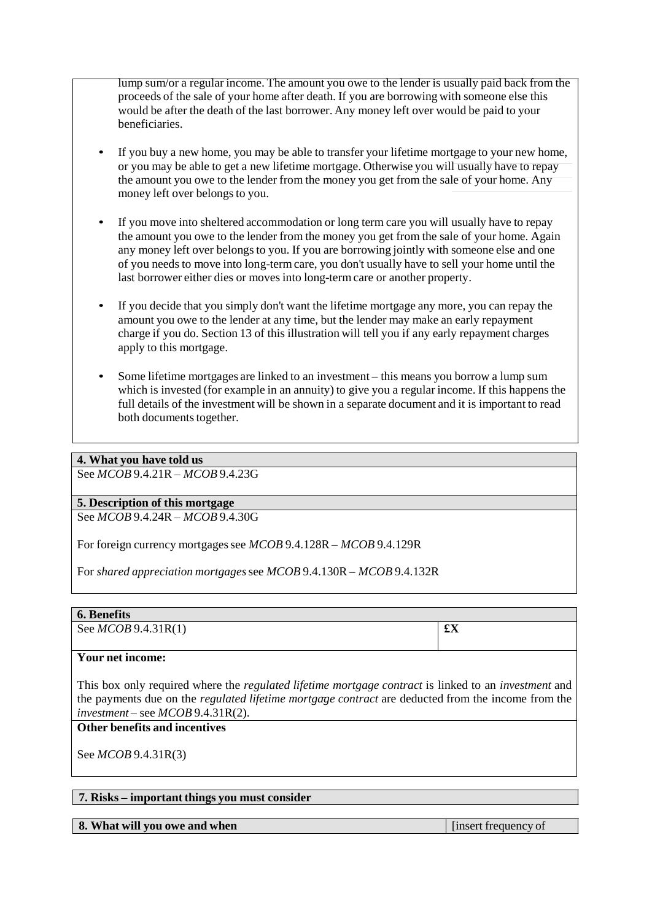lump sum/or a regular income. The amount you owe to the lender is usually paid back from the proceeds of the sale of your home after death. If you are borrowing with someone else this would be after the death of the last borrower. Any money left over would be paid to your beneficiaries.

- If you buy a new home, you may be able to transfer your lifetime mortgage to your new home, or you may be able to get a new lifetime mortgage. Otherwise you will usually have to repay the amount you owe to the lender from the money you get from the sale of your home. Any money left over belongs to you.

- If you move into sheltered accommodation or long term care you will usually have to repay the amount you owe to the lender from the money you get from the sale of your home. Again any money left over belongs to you. If you are borrowing jointly with someone else and one of you needs to move into long-term care, you don't usually have to sell your home until the last borrower either dies or moves into long-term care or another property.

- If you decide that you simply don't want the lifetime mortgage any more, you can repay the amount you owe to the lender at any time, but the lender may make an early repayment charge if you do. Section 13 of this illustration will tell you if any early repayment charges apply to this mortgage.

- Some lifetime mortgages are linked to an investment – this means you borrow a lump sum which is invested (for example in an annuity) to give you a regular income. If this happens the full details of the investment will be shown in a separate document and it is important to read both documents together.

**4. What you have told us**

See *MCOB* 9.4.21R – *MCOB* 9.4.23G

**5. Description of this mortgage**

See *MCOB* 9.4.24R – *MCOB* 9.4.30G

For foreign currency mortgages see *MCOB* 9.4.128R – *MCOB* 9.4.129R

For *shared appreciation mortgages* see *MCOB* 9.4.130R – *MCOB* 9.4.132R

| **6. Benefits** | |
|---|---|
| See *MCOB* 9.4.31R(1) | **£X** |
| **Your net income:**<br><br>This box only required where the *regulated lifetime mortgage contract* is linked to an *investment* and the payments due on the *regulated lifetime mortgage contract* are deducted from the income from the *investment* – see *MCOB* 9.4.31R(2). | |
| **Other benefits and incentives**<br><br>See *MCOB* 9.4.31R(3) | |

**7. Risks – important things you must consider**

| **8. What will you owe and when** | [insert frequency of |
|---|---|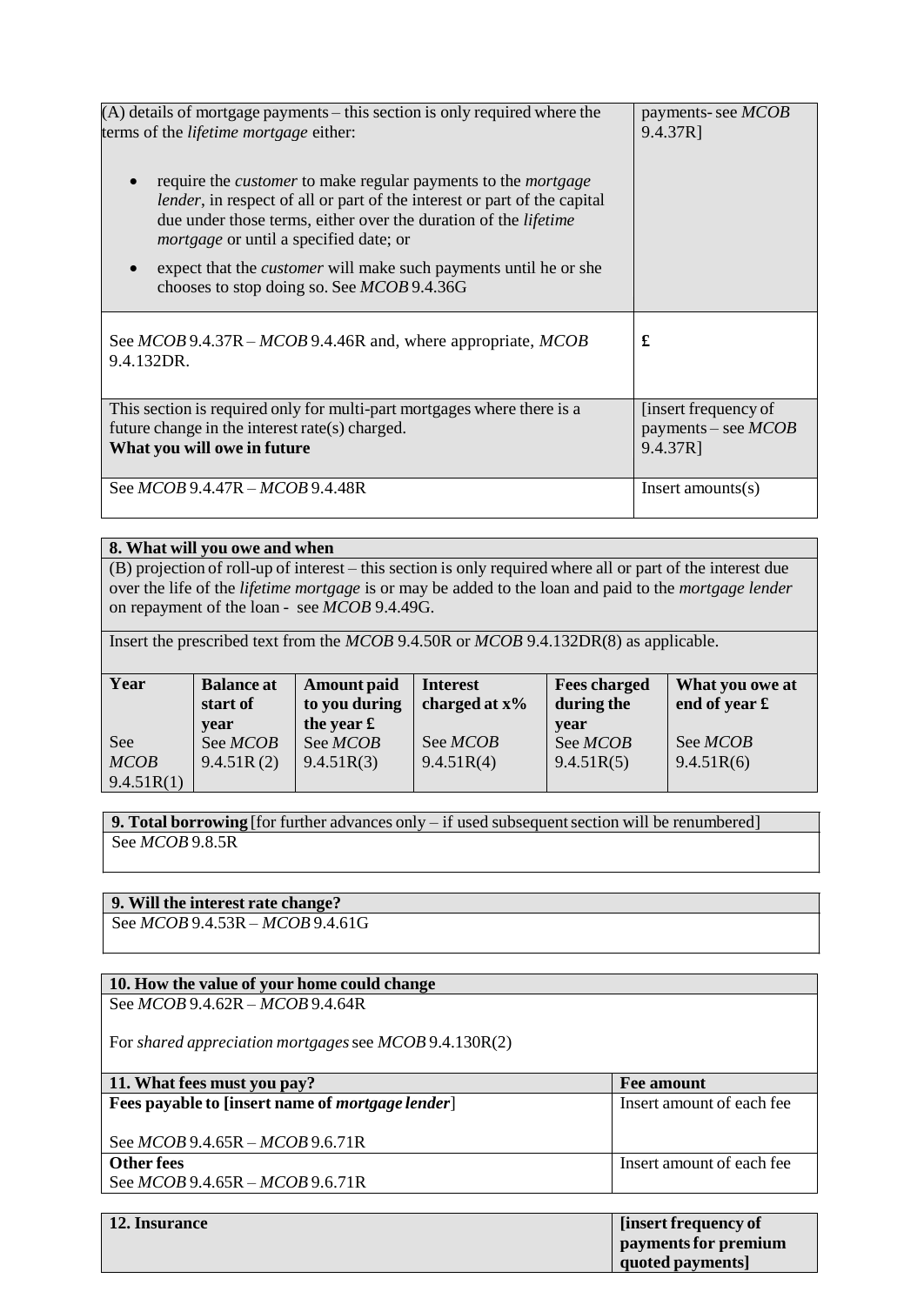| | |
|---|---|
| (A) details of mortgage payments – this section is only required where the terms of the *lifetime mortgage* either:<br><br>• require the *customer* to make regular payments to the *mortgage lender*, in respect of all or part of the interest or part of the capital due under those terms, either over the duration of the *lifetime mortgage* or until a specified date; or<br>• expect that the *customer* will make such payments until he or she chooses to stop doing so. See *MCOB* 9.4.36G | payments- see *MCOB* 9.4.37R] |
| See *MCOB* 9.4.37R – *MCOB* 9.4.46R and, where appropriate, *MCOB* 9.4.132DR. | £ |
| This section is required only for multi-part mortgages where there is a future change in the interest rate(s) charged.<br>**What you will owe in future** | [insert frequency of payments – see *MCOB* 9.4.37R] |
| See *MCOB* 9.4.47R – *MCOB* 9.4.48R | Insert amounts(s) |

**8. What will you owe and when**

(B) projection of roll-up of interest – this section is only required where all or part of the interest due over the life of the *lifetime mortgage* is or may be added to the loan and paid to the *mortgage lender* on repayment of the loan - see *MCOB* 9.4.49G.

Insert the prescribed text from the *MCOB* 9.4.50R or *MCOB* 9.4.132DR(8) as applicable.

| Year | Balance at start of year | Amount paid to you during the year £ | Interest charged at x% | Fees charged during the year | What you owe at end of year £ |
|---|---|---|---|---|---|
| See *MCOB* 9.4.51R(1) | See *MCOB* 9.4.51R (2) | See *MCOB* 9.4.51R(3) | See *MCOB* 9.4.51R(4) | See *MCOB* 9.4.51R(5) | See *MCOB* 9.4.51R(6) |

**9. Total borrowing** [for further advances only – if used subsequent section will be renumbered]

See *MCOB* 9.8.5R

**9. Will the interest rate change?**

See *MCOB* 9.4.53R – *MCOB* 9.4.61G

**10. How the value of your home could change**

See *MCOB* 9.4.62R – *MCOB* 9.4.64R

For *shared appreciation mortgages* see *MCOB* 9.4.130R(2)

| **11. What fees must you pay?** | **Fee amount** |
|---|---|
| **Fees payable to [insert name of *mortgage lender*]**<br><br>See *MCOB* 9.4.65R – *MCOB* 9.6.71R | Insert amount of each fee |
| **Other fees**<br>See *MCOB* 9.4.65R – *MCOB* 9.6.71R | Insert amount of each fee |

| **12. Insurance** | **[insert frequency of payments for premium quoted payments]** |
|---|---|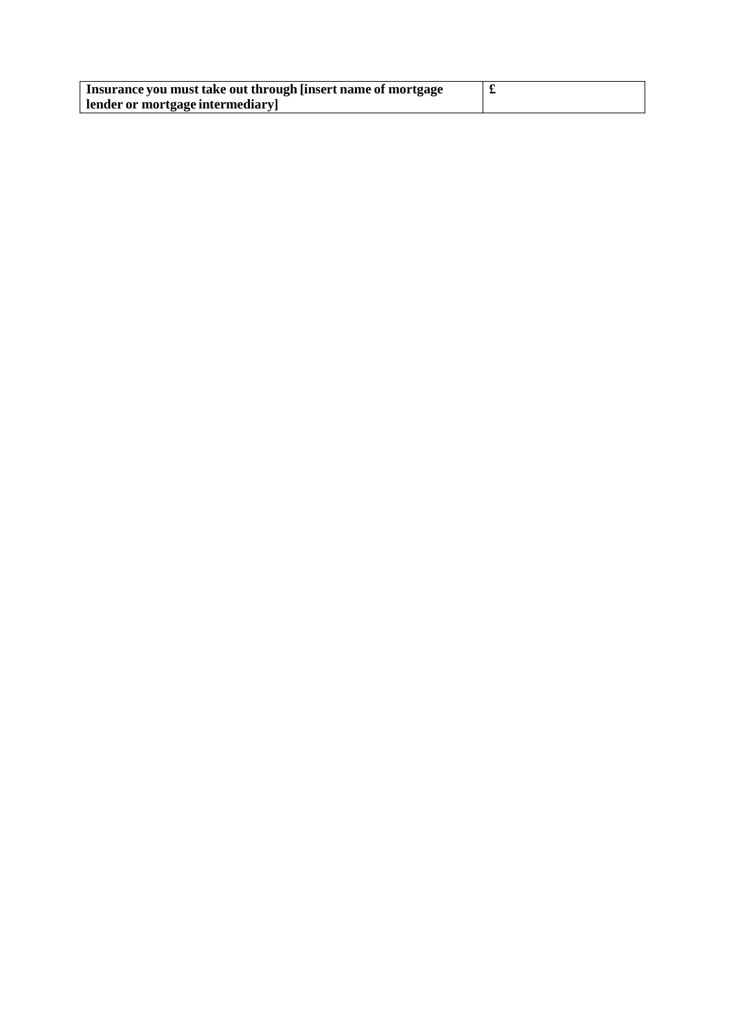| | |
|---|---|
| **Insurance you must take out through [insert name of mortgage lender or mortgage intermediary]** | **£** |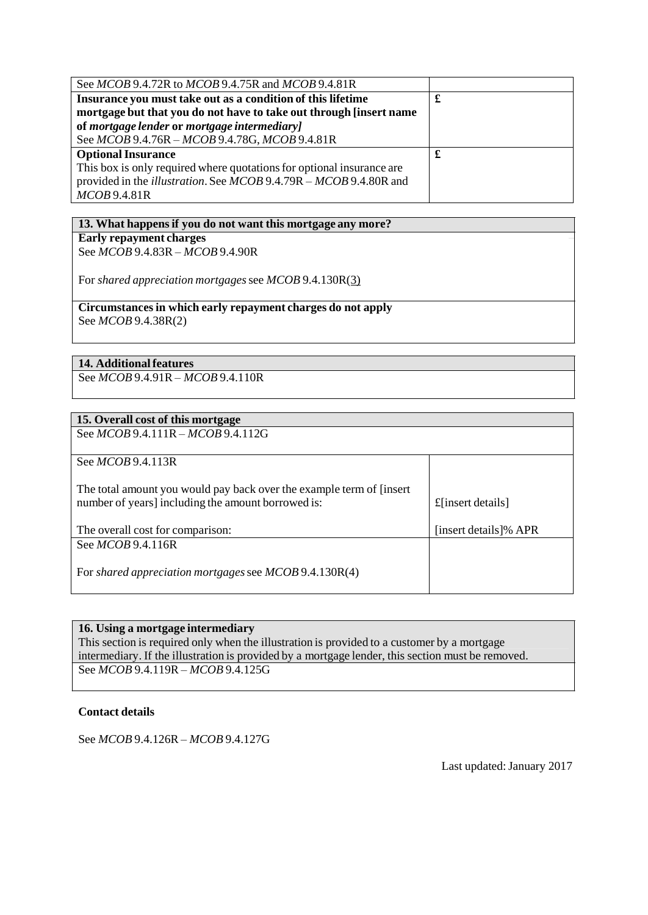| | |
|---|---|
| See *MCOB* 9.4.72R to *MCOB* 9.4.75R and *MCOB* 9.4.81R | |
| **Insurance you must take out as a condition of this lifetime mortgage but that you do not have to take out through [insert name of *mortgage lender* or *mortgage intermediary*]** See *MCOB* 9.4.76R – *MCOB* 9.4.78G, *MCOB* 9.4.81R | **£** |
| **Optional Insurance** This box is only required where quotations for optional insurance are provided in the *illustration*. See *MCOB* 9.4.79R – *MCOB* 9.4.80R and *MCOB* 9.4.81R | **£** |

| **13. What happens if you do not want this mortgage any more?** |
|---|
| **Early repayment charges** See *MCOB* 9.4.83R – *MCOB* 9.4.90R For *shared appreciation mortgages* see *MCOB* 9.4.130R(3) |
| **Circumstances in which early repayment charges do not apply** See *MCOB* 9.4.38R(2) |

| **14. Additional features** |
|---|
| See *MCOB* 9.4.91R – *MCOB* 9.4.110R |

| **15. Overall cost of this mortgage** | |
|---|---|
| See *MCOB* 9.4.111R – *MCOB* 9.4.112G | |
| See *MCOB* 9.4.113R | |
| The total amount you would pay back over the example term of [insert number of years] including the amount borrowed is: | £[insert details] |
| The overall cost for comparison: | [insert details]% APR |
| See *MCOB* 9.4.116R For *shared appreciation mortgages* see *MCOB* 9.4.130R(4) | |

| **16. Using a mortgage intermediary** This section is required only when the illustration is provided to a customer by a mortgage intermediary. If the illustration is provided by a mortgage lender, this section must be removed. |
|---|
| See *MCOB* 9.4.119R – *MCOB* 9.4.125G |

**Contact details**

See *MCOB* 9.4.126R – *MCOB* 9.4.127G

Last updated: January 2017